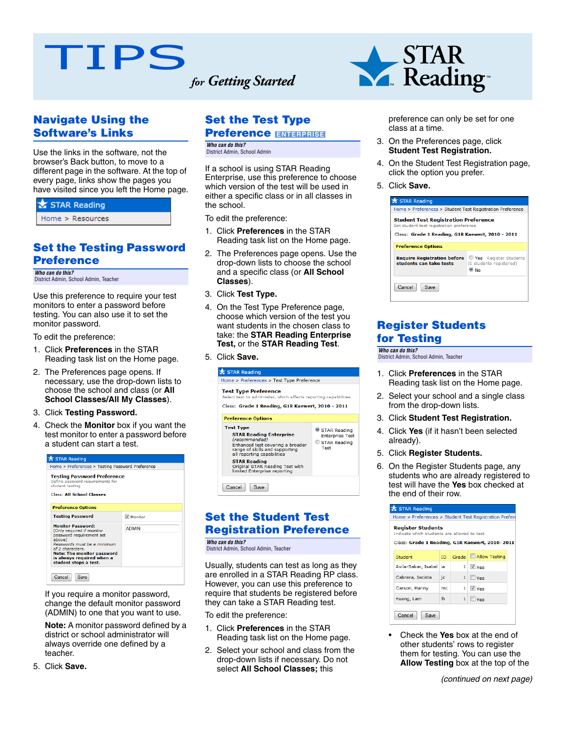# TIPS *for Getting Started*

STAR Reading™

## Navigate Using the Software's Links

Use the links in the software, not the browser's Back button, to move to a different page in the software. At the top of every page, links show the pages you have visited since you left the Home page.

STAR Reading
Home > Resources

## Set the Testing Password Preference

*Who can do this?*
District Admin, School Admin, Teacher

Use this preference to require your test monitors to enter a password before testing. You can also use it to set the monitor password.

To edit the preference:

1. Click **Preferences** in the STAR Reading task list on the Home page.
2. The Preferences page opens. If necessary, use the drop-down lists to choose the school and class (or **All School Classes/All My Classes**).
3. Click **Testing Password.**
4. Check the **Monitor** box if you want the test monitor to enter a password before a student can start a test.

STAR Reading
Home > Preferences > Testing Password Preference

**Testing Password Preference**
Define password requirements for student testing

Class: **All School Classes**

| Preference Options | |
|---|---|
| **Testing Password** | ☑ Monitor |
| **Monitor Password:** (Only required if monitor password requirement set above) *Passwords must be a minimum of 2 characters.* **Note: The monitor password is always required when a student stops a test.** | ADMIN |

Cancel | Save

If you require a monitor password, change the default monitor password (ADMIN) to one that you want to use.

**Note:** A monitor password defined by a district or school administrator will always override one defined by a teacher.

5. Click **Save.**

## Set the Test Type Preference ENTERPRISE

*Who can do this?*
District Admin, School Admin

If a school is using STAR Reading Enterprise, use this preference to choose which version of the test will be used in either a specific class or in all classes in the school.

To edit the preference:

1. Click **Preferences** in the STAR Reading task list on the Home page.
2. The Preferences page opens. Use the drop-down lists to choose the school and a specific class (or **All School Classes**).
3. Click **Test Type.**
4. On the Test Type Preference page, choose which version of the test you want students in the chosen class to take: the **STAR Reading Enterprise Test,** or the **STAR Reading Test**.
5. Click **Save.**

STAR Reading
Home > Preferences > Test Type Preference

**Test Type Preference**
Select test to administer, which affects reporting capabilities

Class: **Grade 1 Reading, G1R Kaewert, 2010 - 2011**

| Preference Options | |
|---|---|
| **Test Type** **STAR Reading Enterprise** *(recommended)* Enhanced test covering a broader range of skills and supporting all reporting capabilities **STAR Reading** Original STAR Reading Test with limited Enterprise reporting | ◉ STAR Reading Enterprise Test ○ STAR Reading Test |

Cancel | Save

## Set the Student Test Registration Preference

*Who can do this?*
District Admin, School Admin, Teacher

Usually, students can test as long as they are enrolled in a STAR Reading RP class. However, you can use this preference to require that students be registered before they can take a STAR Reading test.

To edit the preference:

1. Click **Preferences** in the STAR Reading task list on the Home page.
2. Select your school and class from the drop-down lists if necessary. Do not select **All School Classes;** this preference can only be set for one class at a time.
3. On the Preferences page, click **Student Test Registration.**
4. On the Student Test Registration page, click the option you prefer.
5. Click **Save.**

STAR Reading
Home > Preferences > Student Test Registration Preference

**Student Test Registration Preference**
Set student test registration preference

Class: **Grade 1 Reading, G1R Kaewert, 2010 - 2011**

| Preference Options | |
|---|---|
| **Require Registration before students can take tests** | ○ Yes Register Students (0 students registered) ◉ No |

Cancel | Save

## Register Students for Testing

*Who can do this?*
District Admin, School Admin, Teacher

1. Click **Preferences** in the STAR Reading task list on the Home page.
2. Select your school and a single class from the drop-down lists.
3. Click **Student Test Registration.**
4. Click **Yes** (if it hasn't been selected already).
5. Click **Register Students.**
6. On the Register Students page, any students who are already registered to test will have the **Yes** box checked at the end of their row.

STAR Reading
Home > Preferences > Student Test Registration Prefere

**Register Students**
Indicate which students are allowed to test

Class: **Grade 1 Reading, G1R Kaewert, 2010 - 2011**

| Student | ID | Grade | ☐ Allow Testing |
|---|---|---|---|
| Avila-Sakar, Isabel | ia | 1 | ☑ Yes |
| Cabrera, Jacinta | jc | 1 | ☐ Yes |
| Carson, Manny | mc | 1 | ☑ Yes |
| Huang, Lam | lh | 1 | ☐ Yes |

Cancel | Save

- Check the **Yes** box at the end of other students' rows to register them for testing. You can use the **Allow Testing** box at the top of the

*(continued on next page)*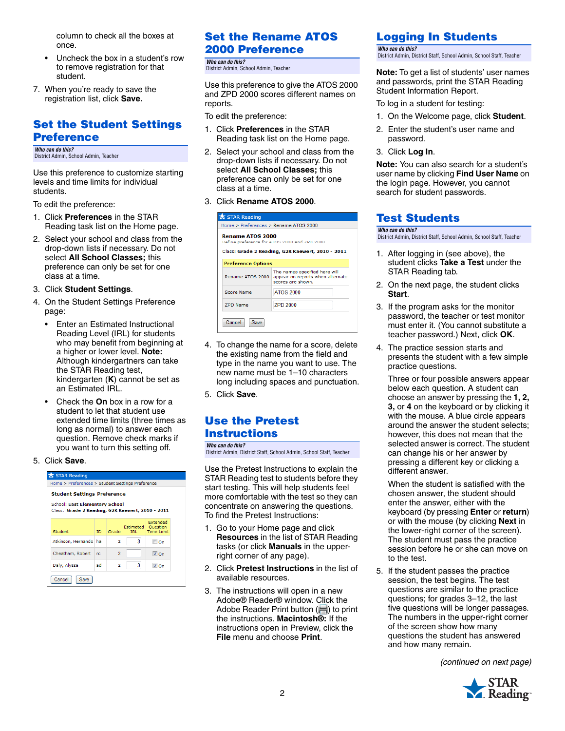column to check all the boxes at once.

- Uncheck the box in a student's row to remove registration for that student.

7. When you're ready to save the registration list, click **Save.**

## Set the Student Settings Preference

*Who can do this?*
District Admin, School Admin, Teacher

Use this preference to customize starting levels and time limits for individual students.

To edit the preference:

1. Click **Preferences** in the STAR Reading task list on the Home page.
2. Select your school and class from the drop-down lists if necessary. Do not select **All School Classes;** this preference can only be set for one class at a time.
3. Click **Student Settings**.
4. On the Student Settings Preference page:
   - Enter an Estimated Instructional Reading Level (IRL) for students who may benefit from beginning at a higher or lower level. **Note:** Although kindergartners can take the STAR Reading test, kindergarten (**K**) cannot be set as an Estimated IRL.
   - Check the **On** box in a row for a student to let that student use extended time limits (three times as long as normal) to answer each question. Remove check marks if you want to turn this setting off.
5. Click **Save**.

STAR Reading
Home > Preferences > Student Settings Preference

**Student Settings Preference**

School: East Elementary School
Class: Grade 2 Reading, G2R Kaewert, 2010 - 2011

| Student | ID | Grade | Estimated IRL | Extended Question Time Limit |
|---|---|---|---|---|
| Atkinson, Hernando | ha | 2 | 3 | ☐ On |
| Cheatham, Robert | rc | 2 | | ☑ On |
| Daly, Alyssa | ad | 2 | 3 | ☑ On |

Cancel | Save

## Set the Rename ATOS 2000 Preference

*Who can do this?*
District Admin, School Admin, Teacher

Use this preference to give the ATOS 2000 and ZPD 2000 scores different names on reports.

To edit the preference:

1. Click **Preferences** in the STAR Reading task list on the Home page.
2. Select your school and class from the drop-down lists if necessary. Do not select **All School Classes;** this preference can only be set for one class at a time.
3. Click **Rename ATOS 2000**.

STAR Reading
Home > Preferences > Rename ATOS 2000

**Rename ATOS 2000**
Define preference for ATOS 2000 and ZPD 2000

Class: **Grade 2 Reading, G2R Kaewert, 2010 - 2011**

| Preference Options | |
|---|---|
| Rename ATOS 2000 | The names specified here will appear on reports when alternate scores are shown. |
| Score Name | ATOS 2000 |
| ZPD Name | ZPD 2000 |

Cancel | Save

4. To change the name for a score, delete the existing name from the field and type in the name you want to use. The new name must be 1–10 characters long including spaces and punctuation.
5. Click **Save**.

## Use the Pretest Instructions

*Who can do this?*
District Admin, District Staff, School Admin, School Staff, Teacher

Use the Pretest Instructions to explain the STAR Reading test to students before they start testing. This will help students feel more comfortable with the test so they can concentrate on answering the questions. To find the Pretest Instructions:

1. Go to your Home page and click **Resources** in the list of STAR Reading tasks (or click **Manuals** in the upper-right corner of any page).
2. Click **Pretest Instructions** in the list of available resources.
3. The instructions will open in a new Adobe® Reader® window. Click the Adobe Reader Print button (🖨) to print the instructions. **Macintosh®:** If the instructions open in Preview, click the **File** menu and choose **Print**.

## Logging In Students

*Who can do this?*
District Admin, District Staff, School Admin, School Staff, Teacher

**Note:** To get a list of students' user names and passwords, print the STAR Reading Student Information Report.

To log in a student for testing:

1. On the Welcome page, click **Student**.
2. Enter the student's user name and password.
3. Click **Log In**.

**Note:** You can also search for a student's user name by clicking **Find User Name** on the login page. However, you cannot search for student passwords.

## Test Students

*Who can do this?*
District Admin, District Staff, School Admin, School Staff, Teacher

1. After logging in (see above), the student clicks **Take a Test** under the STAR Reading tab.
2. On the next page, the student clicks **Start**.
3. If the program asks for the monitor password, the teacher or test monitor must enter it. (You cannot substitute a teacher password.) Next, click **OK**.
4. The practice session starts and presents the student with a few simple practice questions.

   Three or four possible answers appear below each question. A student can choose an answer by pressing the **1, 2, 3,** or **4** on the keyboard or by clicking it with the mouse. A blue circle appears around the answer the student selects; however, this does not mean that the selected answer is correct. The student can change his or her answer by pressing a different key or clicking a different answer.

   When the student is satisfied with the chosen answer, the student should enter the answer, either with the keyboard (by pressing **Enter** or **return**) or with the mouse (by clicking **Next** in the lower-right corner of the screen). The student must pass the practice session before he or she can move on to the test.
5. If the student passes the practice session, the test begins. The test questions are similar to the practice questions; for grades 3–12, the last five questions will be longer passages. The numbers in the upper-right corner of the screen show how many questions the student has answered and how many remain.

*(continued on next page)*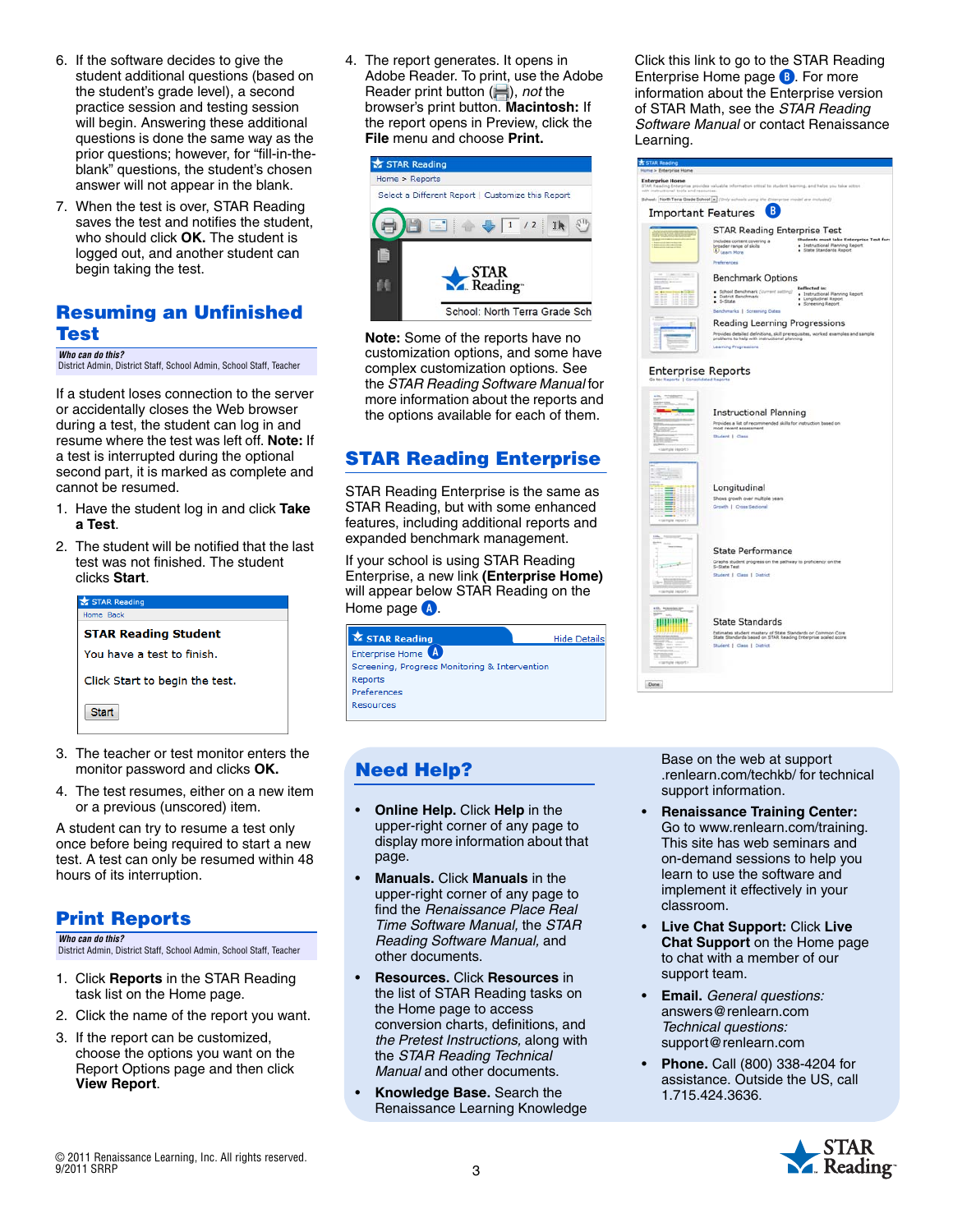6. If the software decides to give the student additional questions (based on the student's grade level), a second practice session and testing session will begin. Answering these additional questions is done the same way as the prior questions; however, for "fill-in-the-blank" questions, the student's chosen answer will not appear in the blank.
7. When the test is over, STAR Reading saves the test and notifies the student, who should click **OK.** The student is logged out, and another student can begin taking the test.

## Resuming an Unfinished Test

***Who can do this?***
District Admin, District Staff, School Admin, School Staff, Teacher

If a student loses connection to the server or accidentally closes the Web browser during a test, the student can log in and resume where the test was left off. **Note:** If a test is interrupted during the optional second part, it is marked as complete and cannot be resumed.

1. Have the student log in and click **Take a Test**.
2. The student will be notified that the last test was not finished. The student clicks **Start**.

STAR Reading
Home Back
**STAR Reading Student**
You have a test to finish.
Click Start to begin the test.
Start

3. The teacher or test monitor enters the monitor password and clicks **OK.**
4. The test resumes, either on a new item or a previous (unscored) item.

A student can try to resume a test only once before being required to start a new test. A test can only be resumed within 48 hours of its interruption.

## Print Reports

***Who can do this?***
District Admin, District Staff, School Admin, School Staff, Teacher

1. Click **Reports** in the STAR Reading task list on the Home page.
2. Click the name of the report you want.
3. If the report can be customized, choose the options you want on the Report Options page and then click **View Report**.
4. The report generates. It opens in Adobe Reader. To print, use the Adobe Reader print button ( ), *not* the browser's print button. **Macintosh:** If the report opens in Preview, click the **File** menu and choose **Print.**

STAR Reading
Home > Reports
Select a Different Report | Customize this Report
1 / 2
STAR Reading
School: North Terra Grade Sch

**Note:** Some of the reports have no customization options, and some have complex customization options. See the *STAR Reading Software Manual* for more information about the reports and the options available for each of them.

## STAR Reading Enterprise

STAR Reading Enterprise is the same as STAR Reading, but with some enhanced features, including additional reports and expanded benchmark management.

If your school is using STAR Reading Enterprise, a new link (**Enterprise Home)** will appear below STAR Reading on the Home page **A**.

STAR Reading Hide Details
Enterprise Home **A**
Screening, Progress Monitoring & Intervention
Reports
Preferences
Resources

Click this link to go to the STAR Reading Enterprise Home page **B**. For more information about the Enterprise version of STAR Math, see the *STAR Reading Software Manual* or contact Renaissance Learning.

Important Features **B**
STAR Reading Enterprise Test
Benchmark Options
Reading Learning Progressions
Enterprise Reports
Instructional Planning
Longitudinal
State Performance
State Standards

## Need Help?

- **Online Help.** Click **Help** in the upper-right corner of any page to display more information about that page.
- **Manuals.** Click **Manuals** in the upper-right corner of any page to find the *Renaissance Place Real Time Software Manual*, the *STAR Reading Software Manual*, and other documents.
- **Resources.** Click **Resources** in the list of STAR Reading tasks on the Home page to access conversion charts, definitions, and *the Pretest Instructions*, along with the *STAR Reading Technical Manual* and other documents.
- **Knowledge Base.** Search the Renaissance Learning Knowledge Base on the web at support .renlearn.com/techkb/ for technical support information.
- **Renaissance Training Center:** Go to www.renlearn.com/training. This site has web seminars and on-demand sessions to help you learn to use the software and implement it effectively in your classroom.
- **Live Chat Support:** Click **Live Chat Support** on the Home page to chat with a member of our support team.
- **Email.** *General questions:* answers@renlearn.com *Technical questions:* support@renlearn.com
- **Phone.** Call (800) 338-4204 for assistance. Outside the US, call 1.715.424.3636.

© 2011 Renaissance Learning, Inc. All rights reserved.
9/2011 SRRP